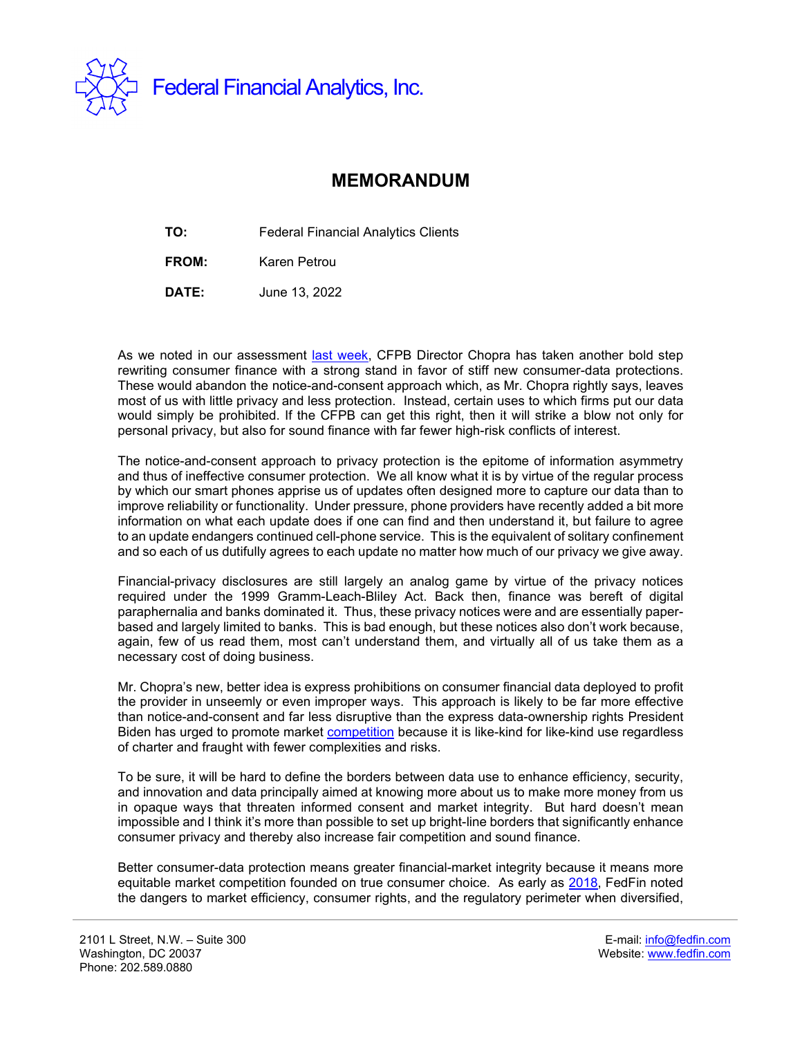Federal Financial Analytics, Inc.

# MEMORANDUM

**TO:** Federal Financial Analytics Clients

**FROM:** Karen Petrou

**DATE:** June 13, 2022

As we noted in our assessment [last week](), CFPB Director Chopra has taken another bold step rewriting consumer finance with a strong stand in favor of stiff new consumer-data protections. These would abandon the notice-and-consent approach which, as Mr. Chopra rightly says, leaves most of us with little privacy and less protection. Instead, certain uses to which firms put our data would simply be prohibited. If the CFPB can get this right, then it will strike a blow not only for personal privacy, but also for sound finance with far fewer high-risk conflicts of interest.

The notice-and-consent approach to privacy protection is the epitome of information asymmetry and thus of ineffective consumer protection. We all know what it is by virtue of the regular process by which our smart phones apprise us of updates often designed more to capture our data than to improve reliability or functionality. Under pressure, phone providers have recently added a bit more information on what each update does if one can find and then understand it, but failure to agree to an update endangers continued cell-phone service. This is the equivalent of solitary confinement and so each of us dutifully agrees to each update no matter how much of our privacy we give away.

Financial-privacy disclosures are still largely an analog game by virtue of the privacy notices required under the 1999 Gramm-Leach-Bliley Act. Back then, finance was bereft of digital paraphernalia and banks dominated it. Thus, these privacy notices were and are essentially paper-based and largely limited to banks. This is bad enough, but these notices also don't work because, again, few of us read them, most can't understand them, and virtually all of us take them as a necessary cost of doing business.

Mr. Chopra's new, better idea is express prohibitions on consumer financial data deployed to profit the provider in unseemly or even improper ways. This approach is likely to be far more effective than notice-and-consent and far less disruptive than the express data-ownership rights President Biden has urged to promote market [competition]() because it is like-kind for like-kind use regardless of charter and fraught with fewer complexities and risks.

To be sure, it will be hard to define the borders between data use to enhance efficiency, security, and innovation and data principally aimed at knowing more about us to make more money from us in opaque ways that threaten informed consent and market integrity. But hard doesn't mean impossible and I think it's more than possible to set up bright-line borders that significantly enhance consumer privacy and thereby also increase fair competition and sound finance.

Better consumer-data protection means greater financial-market integrity because it means more equitable market competition founded on true consumer choice. As early as [2018](), FedFin noted the dangers to market efficiency, consumer rights, and the regulatory perimeter when diversified,

2101 L Street, N.W. – Suite 300
Washington, DC 20037
Phone: 202.589.0880

E-mail: info@fedfin.com
Website: www.fedfin.com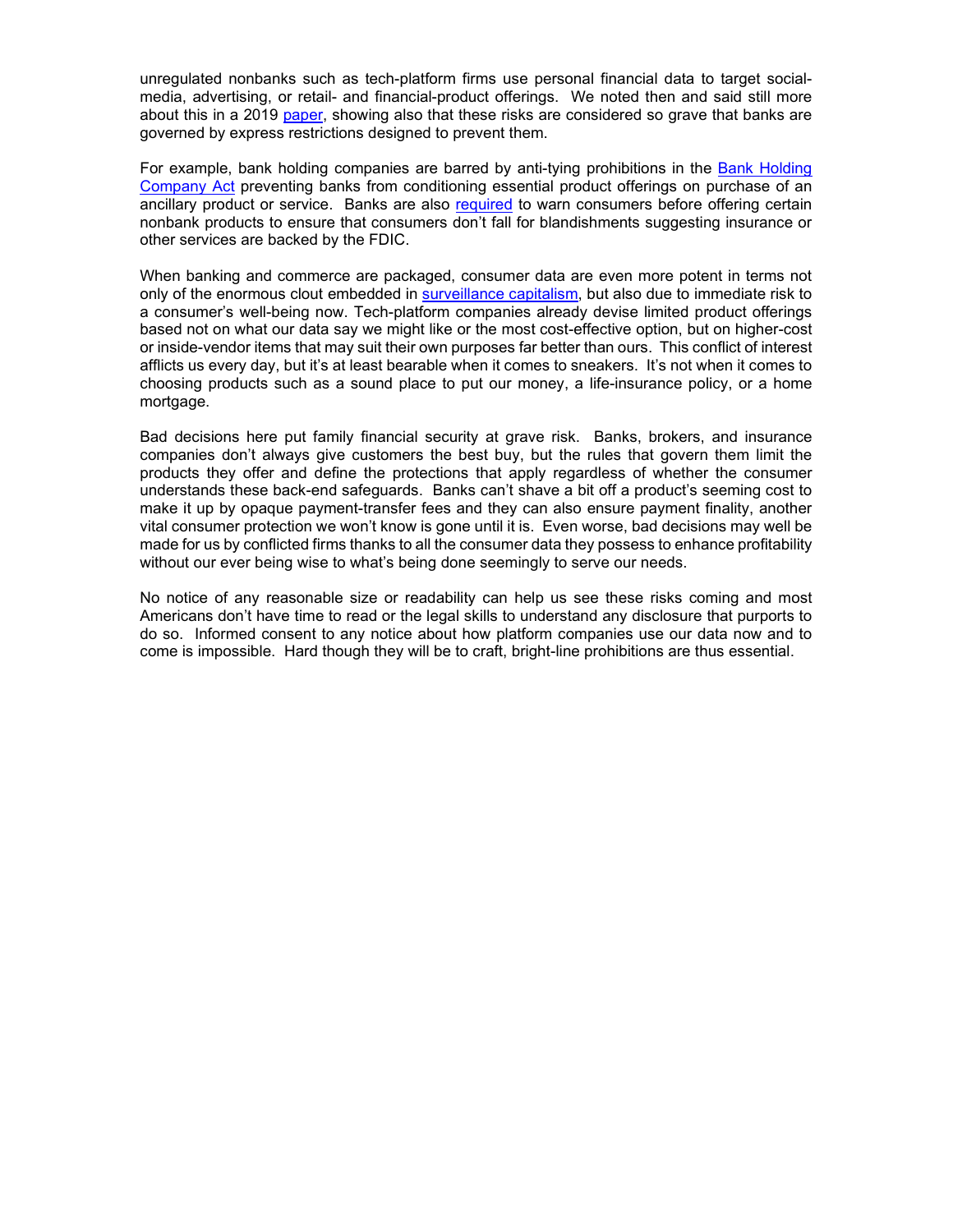unregulated nonbanks such as tech-platform firms use personal financial data to target social-media, advertising, or retail- and financial-product offerings. We noted then and said still more about this in a 2019 [paper](), showing also that these risks are considered so grave that banks are governed by express restrictions designed to prevent them.

For example, bank holding companies are barred by anti-tying prohibitions in the [Bank Holding Company Act]() preventing banks from conditioning essential product offerings on purchase of an ancillary product or service. Banks are also [required]() to warn consumers before offering certain nonbank products to ensure that consumers don't fall for blandishments suggesting insurance or other services are backed by the FDIC.

When banking and commerce are packaged, consumer data are even more potent in terms not only of the enormous clout embedded in [surveillance capitalism](), but also due to immediate risk to a consumer's well-being now. Tech-platform companies already devise limited product offerings based not on what our data say we might like or the most cost-effective option, but on higher-cost or inside-vendor items that may suit their own purposes far better than ours. This conflict of interest afflicts us every day, but it's at least bearable when it comes to sneakers. It's not when it comes to choosing products such as a sound place to put our money, a life-insurance policy, or a home mortgage.

Bad decisions here put family financial security at grave risk. Banks, brokers, and insurance companies don't always give customers the best buy, but the rules that govern them limit the products they offer and define the protections that apply regardless of whether the consumer understands these back-end safeguards. Banks can't shave a bit off a product's seeming cost to make it up by opaque payment-transfer fees and they can also ensure payment finality, another vital consumer protection we won't know is gone until it is. Even worse, bad decisions may well be made for us by conflicted firms thanks to all the consumer data they possess to enhance profitability without our ever being wise to what's being done seemingly to serve our needs.

No notice of any reasonable size or readability can help us see these risks coming and most Americans don't have time to read or the legal skills to understand any disclosure that purports to do so. Informed consent to any notice about how platform companies use our data now and to come is impossible. Hard though they will be to craft, bright-line prohibitions are thus essential.